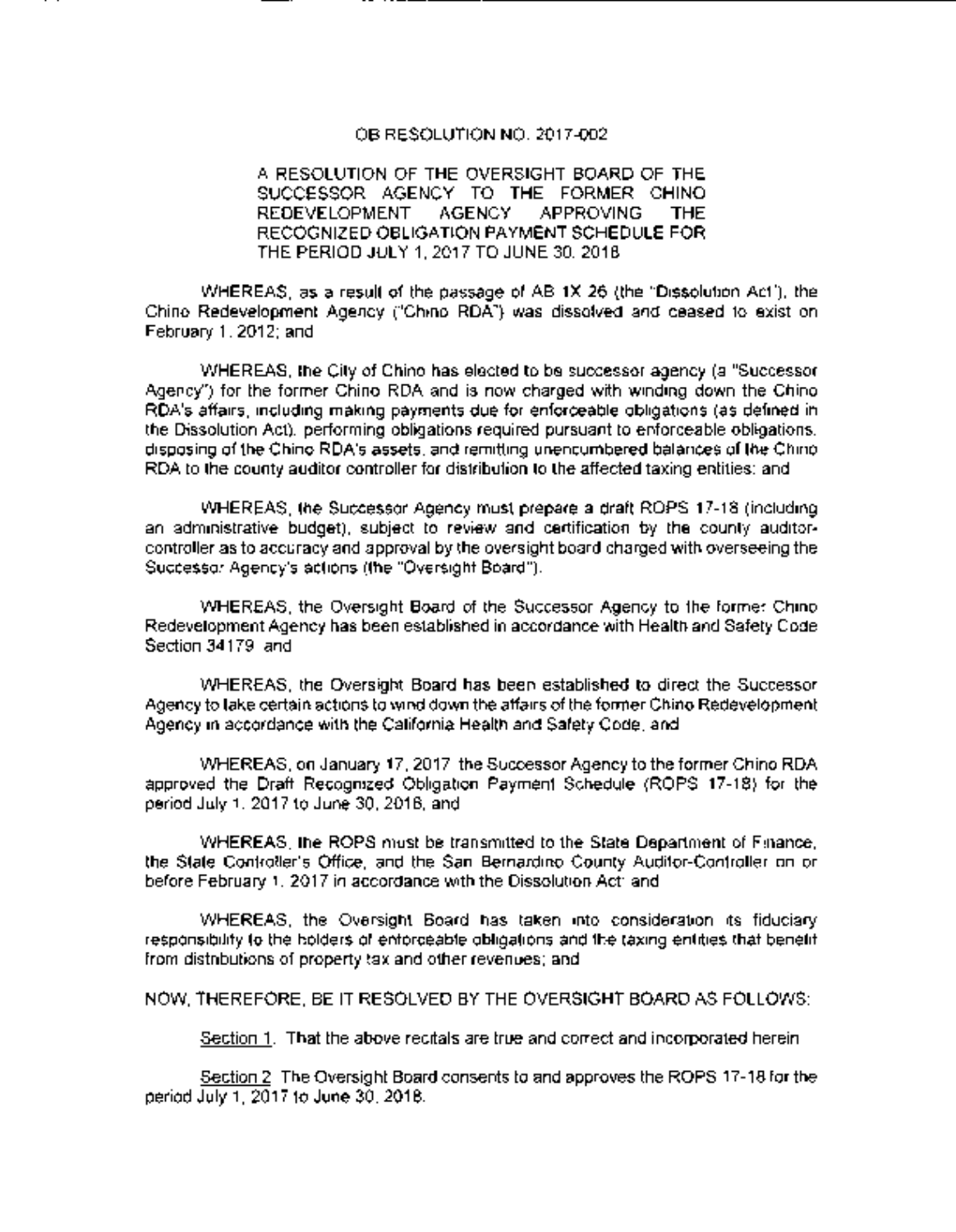# OB RESOLUTION NO. 2017-002

## A RESOLUTION OF THE OVERSIGHT BOARD OF THE SUCCESSOR AGENCY TO THE FORMER CHINO REDEVELOPMENT AGENCY APPROVING THE RECOGNIZED OBLIGATION PAYMENT SCHEDULE FOR THE PERIOD JULY 1, 2017 TO JUNE 30, 2018

WHEREAS, as a result of the passage of AB 1X 26 (the "Dissolution Act"), the Chino Redevelopment Agency ("Chino RDA") was dissolved and ceased to exist on February 1, 2012; and

WHEREAS, the City of Chino has elected to be successor agency (a "Successor Agency") for the former Chino RDA and is now charged with winding down the Chino RDA's affairs, including making payments due for enforceable obligations (as defined in the Dissolution Act), performing obligations required pursuant to enforceable obligations, disposing of the Chino RDA's assets, and remitting unencumbered balances of the Chino RDA to the county auditor controller for distribution to the affected taxing entities; and

WHEREAS, the Successor Agency must prepare a draft ROPS 17-18 (including an administrative budget), subject to review and certification by the county auditor-controller as to accuracy and approval by the oversight board charged with overseeing the Successor Agency's actions (the "Oversight Board").

WHEREAS, the Oversight Board of the Successor Agency to the former Chino Redevelopment Agency has been established in accordance with Health and Safety Code Section 34179 and

WHEREAS, the Oversight Board has been established to direct the Successor Agency to take certain actions to wind down the affairs of the former Chino Redevelopment Agency in accordance with the California Health and Safety Code, and

WHEREAS, on January 17, 2017 the Successor Agency to the former Chino RDA approved the Draft Recognized Obligation Payment Schedule (ROPS 17-18) for the period July 1, 2017 to June 30, 2018, and

WHEREAS, the ROPS must be transmitted to the State Department of Finance, the State Controller's Office, and the San Bernardino County Auditor-Controller on or before February 1, 2017 in accordance with the Dissolution Act; and

WHEREAS, the Oversight Board has taken into consideration its fiduciary responsibility to the holders of enforceable obligations and the taxing entities that benefit from distributions of property tax and other revenues; and

NOW, THEREFORE, BE IT RESOLVED BY THE OVERSIGHT BOARD AS FOLLOWS:

Section 1. That the above recitals are true and correct and incorporated herein

Section 2. The Oversight Board consents to and approves the ROPS 17-18 for the period July 1, 2017 to June 30, 2018.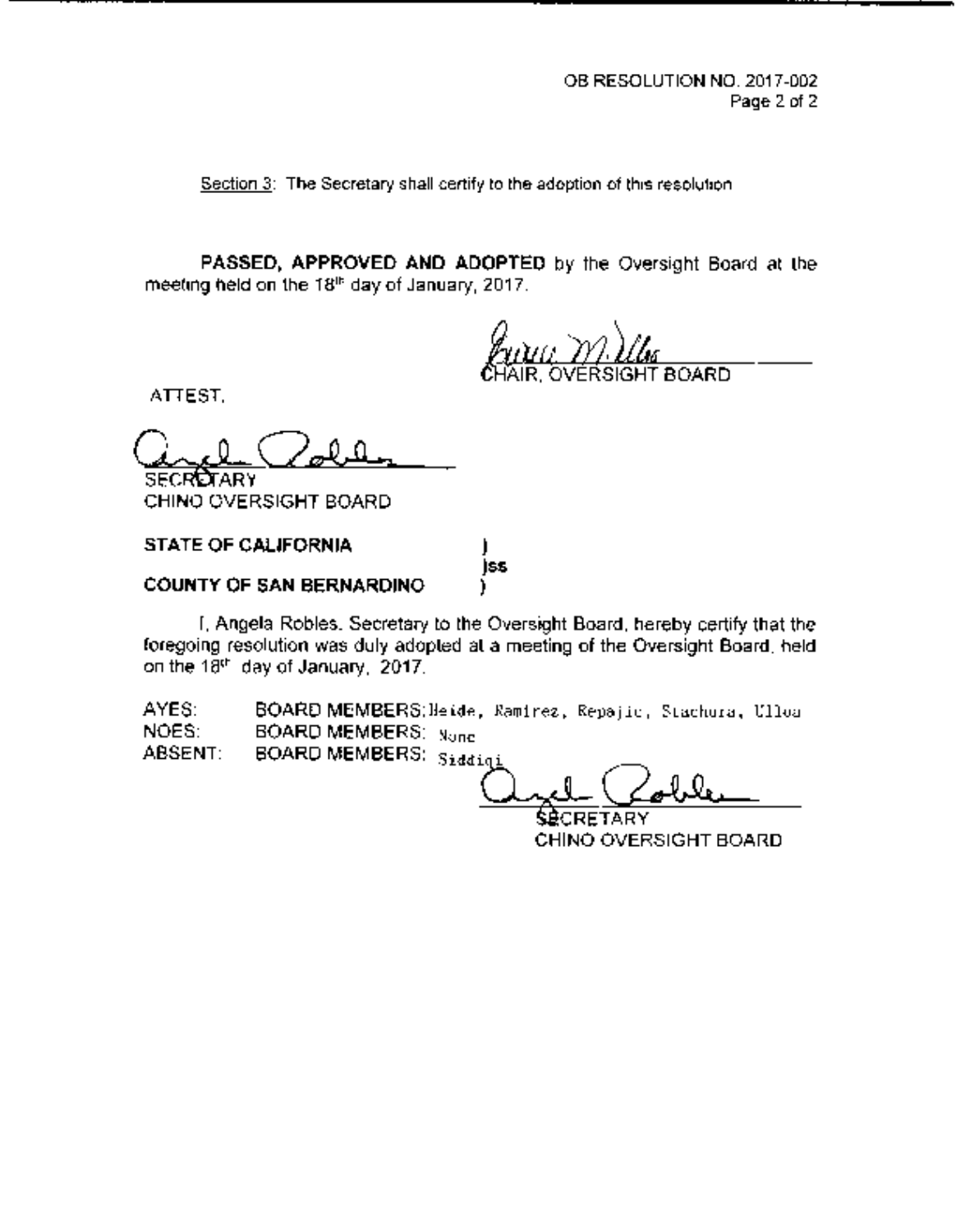OB RESOLUTION NO. 2017-002

Section 3: The Secretary shall certify to the adoption of this resolution

**PASSED, APPROVED AND ADOPTED** by the Oversight Board at the meeting held on the 18th day of January, 2017.

CHAIR, OVERSIGHT BOARD

ATTEST,

SECRETARY
CHINO OVERSIGHT BOARD

**STATE OF CALIFORNIA** )
)ss
**COUNTY OF SAN BERNARDINO** )

I, Angela Robles, Secretary to the Oversight Board, hereby certify that the foregoing resolution was duly adopted at a meeting of the Oversight Board, held on the 18th day of January, 2017.

AYES: BOARD MEMBERS: Heide, Ramirez, Repajic, Stachura, Ulloa
NOES: BOARD MEMBERS: None
ABSENT: BOARD MEMBERS: Siddiqi

SECRETARY
CHINO OVERSIGHT BOARD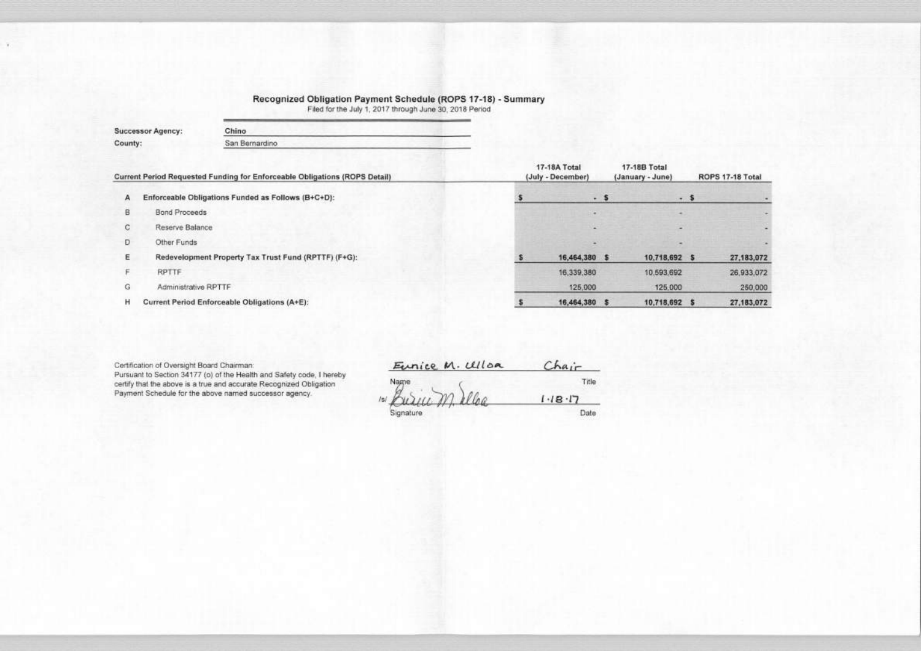# Recognized Obligation Payment Schedule (ROPS 17-18) - Summary

Filed for the July 1, 2017 through June 30, 2018 Period

**Successor Agency:** Chino

**County:** San Bernardino

| | Current Period Requested Funding for Enforceable Obligations (ROPS Detail) | 17-18A Total (July - December) | 17-18B Total (January - June) | ROPS 17-18 Total |
|---|---|---|---|---|
| A | **Enforceable Obligations Funded as Follows (B+C+D):** | $ - | $ - | $ - |
| B | Bond Proceeds | - | - | - |
| C | Reserve Balance | - | - | - |
| D | Other Funds | - | - | - |
| E | **Redevelopment Property Tax Trust Fund (RPTTF) (F+G):** | $ 16,464,380 | $ 10,718,692 | $ 27,183,072 |
| F | RPTTF | 16,339,380 | 10,593,692 | 26,933,072 |
| G | Administrative RPTTF | 125,000 | 125,000 | 250,000 |
| H | **Current Period Enforceable Obligations (A+E):** | $ 16,464,380 | $ 10,718,692 | $ 27,183,072 |

Certification of Oversight Board Chairman:
Pursuant to Section 34177 (o) of the Health and Safety code, I hereby certify that the above is a true and accurate Recognized Obligation Payment Schedule for the above named successor agency.

| Eunice M. Ulloa | Chair |
|---|---|
| Name | Title |
| /s/ Eunice M. Ulloa | 1-18-17 |
| Signature | Date |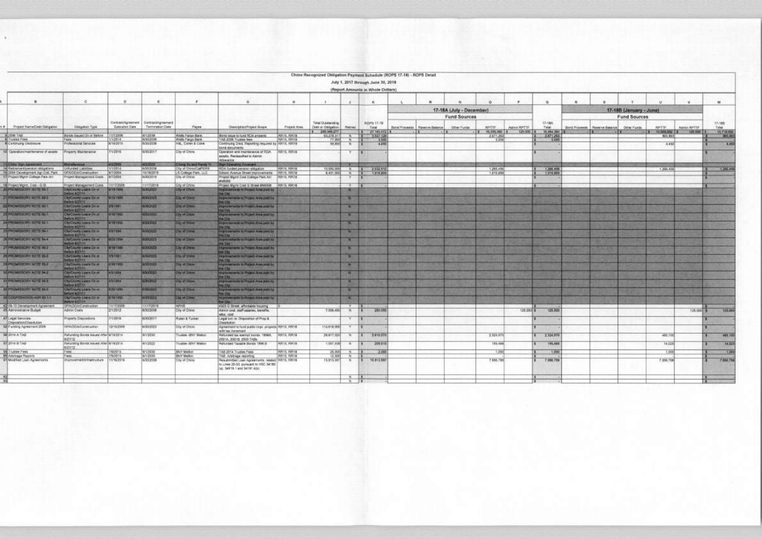# Chino Recognized Obligation Payment Schedule (ROPS 17-18) - ROPS Detail

July 1, 2017 through June 30, 2018

(Report Amounts in Whole Dollars)

| A | B | C | D | E | F | G | H | I | J | K | L | M | N | O | P | Q | R | S | T | U | V | W |
|---|---|---|---|---|---|---|---|---|---|---|---|---|---|---|---|---|---|---|---|---|---|---|
| | | | | | | | | | | | 17-18A (July - December) | | | | | | 17-18B (January - June) | | | | | |
| | | | | | | | | | | | Fund Sources | | | | | | Fund Sources | | | | | |
| Item # | Project Name/Debt Obligation | Obligation Type | Contract/Agreement Execution Date | Contract/Agreement Termination Date | Payee | Description/Project Scope | Project Area | Total Outstanding Debt or Obligation | Retired | ROPS 17-18 Total | Bond Proceeds | Reserve Balance | Other Funds | RPTTF | Admin RPTTF | 17-18A Total | Bond Proceeds | Reserve Balance | Other Funds | RPTTF | Admin RPTTF | 17-18B Total |
| | | | | | | | | $ 249,346,277 | | $ 27,183,072 | $ - | $ - | $ - | $ 16,339,380 | $ 125,000 | $ 16,464,380 | $ - | $ - | $ - | $ 10,593,692 | $ 125,000 | $ 10,718,692 |
| 5 | 2006 TAB | Bonds Issued On or Before 12/31/10 | 11/1/2006 | 9/1/2036 | Wells Fargo Bank | Bond issue to fund RDA projects | RR15, RR16 | 93,278,317 | N | $ 3,537,126 | | | | 2,671,263 | | $ 2,671,263 | | | | 865,863 | | $ 865,863 |
| 6 | Trustee Fees | Fees | 1/1/2014 | 9/30/2036 | Wells Fargo Bank | TAB 2006 Trustee fees | RR15, RR16 | 77,500 | N | $ 3,500 | | | | 3,500 | | $ 3,500 | | | | | | $ - |
| 8 | Continuing Disclosure | Professional Services | 8/18/2015 | 6/30/2036 | HdL, Coren & Cone | Continuing Discl. Reporting required by bond documents | RR15, RR16 | 59,850 | N | $ 4,450 | | | | | | $ - | | | | 4,450 | | $ 4,450 |
| 10 | Operation/maintenance of assets | Property Maintenance | 7/1/2016 | 6/30/2017 | City of Chino | Operation and maintenance of RDA assets. Reclassified to Admin Allowance | RR15, RR16 | | Y | $ - | | | | | | $ - | | | | | | $ - |
| 11 | Chino Sign Agreement | Miscellaneous | 4/2/2009 | 4/2/2029 | Chino Sc and Rands Yr | Sign Operating Covenant | | | Y | | | | | | | | | | | | | |
| 14 | Retirement/pension obligations | Unfunded Liabilities | 1/1/2014 | 6/30/2034 | City of Chino/CalPERS | RDA funded pension obligation | RR15, RR16 | 10,000,000 | N | $ 2,532,912 | | | | 1,266,456 | | $ 1,266,456 | | | | 1,266,456 | | $ 1,266,456 |
| 16 | 2004 Development Agr-Coll. Park | OPA/DDA/Construction | 8/7/2004 | 10/18/2019 | LS College Park, LLC | Edison Avenue Street improvements | RR15, RR16 | 8,431,300 | N | $ 1,919,899 | | | | 1,919,899 | | $ 1,919,899 | | | | | | $ - |
| 17 | Project Mgmt College Park AH | Project Management Costs | 9/1/2004 | 6/30/2018 | City of Chino | Project Mgmt Cost College Park AH #W005 | RR15, RR16 | | Y | $ - | | | | | | $ - | | | | | | $ - |
| 18 | Project Mgmt. Cost - G St | Project Management Costs | 11/17/2009 | 11/17/2019 | City of Chino | Project Mgmt Cost G Street #W008 | RR15, RR16 | | Y | $ - | | | | | | $ - | | | | | | $ - |
| 20 | PROMISSORY NOTE 89-1 | City/County Loans On or Before 6/27/11 | 9/19/1989 | 6/30/2023 | City of Chino | Improvements to Project Area paid by the City | | | N | | | | | | | | | | | | | |
| 21 | PROMISSORY NOTE 89-3 | City/County Loans On or Before 6/27/11 | 9/19/1989 | 6/30/2023 | City of Chino | Improvements to Project Area paid by the City | | | N | | | | | | | | | | | | | |
| 22 | PROMISSORY NOTE 90-1 | City/County Loans On or Before 6/27/11 | 3/5/1991 | 6/30/2023 | City of Chino | Improvements to Project Area paid by the City | | | N | | | | | | | | | | | | | |
| 23 | PROMISSORY NOTE 92-1 | City/County Loans On or Before 6/27/11 | 6/16/1992 | 6/30/2023 | City of Chino | Improvements to Project Area paid by the City | | | N | | | | | | | | | | | | | |
| 24 | PROMISSORY NOTE 93-1 | City/County Loans On or Before 6/27/11 | 6/15/1993 | 6/30/2023 | City of Chino | Improvements to Project Area paid by the City | | | N | | | | | | | | | | | | | |
| 25 | PROMISSORY NOTE 94-1 | City/County Loans On or Before 6/27/11 | 4/5/1994 | 6/30/2023 | City of Chino | Improvements to Project Area paid by the City | | | N | | | | | | | | | | | | | |
| 26 | PROMISSORY NOTE 94-4 | City/County Loans On or Before 6/27/11 | 9/20/1994 | 6/30/2023 | City of Chino | Improvements to Project Area paid by the City | | | N | | | | | | | | | | | | | |
| 27 | PROMISSORY NOTE 89-2 | City/County Loans On or Before 6/27/11 | 9/19/1989 | 6/30/2023 | City of Chino | Improvements to Project Area paid by the City | | | N | | | | | | | | | | | | | |
| 28 | PROMISSORY NOTE 90-2 | City/County Loans On or Before 6/27/11 | 3/5/1991 | 6/30/2023 | City of Chino | Improvements to Project Area paid by the City | | | N | | | | | | | | | | | | | |
| 29 | PROMISSORY NOTE 93-2 | City/County Loans On or Before 6/27/11 | 6/15/1993 | 6/30/2023 | City of Chino | Improvements to Project Area paid by the City | | | N | | | | | | | | | | | | | |
| 30 | PROMISSORY NOTE 94-2 | City/County Loans On or Before 6/27/11 | 4/5/1994 | 6/30/2023 | City of Chino | Improvements to Project Area paid by the City | | | N | | | | | | | | | | | | | |
| 31 | PROMISSORY NOTE 94-3 | City/County Loans On or Before 6/27/11 | 4/5/1994 | 6/30/2023 | City of Chino | Improvements to Project Area paid by the City | | | N | | | | | | | | | | | | | |
| 32 | PROMISSORY NOTE 94-5 | City/County Loans On or Before 6/27/11 | 9/20/1994 | 6/30/2023 | City of Chino | Improvements to Project Area paid by the City | | | N | | | | | | | | | | | | | |
| 33 | COOPERATION AGR 93-1-1 | City/County Loans On or Before 6/27/11 | 6/15/1993 | 6/30/2023 | City of Chino | Improvements to Project Area paid by the City | | | N | | | | | | | | | | | | | |
| 42 | 09-10 Development Agreement | OPA/DDA/Construction | 11/17/2009 | 11/17/2019 | NPHS | 4920 G Street affordable housing | 0 | | Y | $ - | | | | | | $ - | | | | | | $ - |
| 45 | Administrative Budget | Admin Costs | 3/1/2012 | 6/30/2018 | City of Chino | Admin cost, staff salaries, benefits, alloc. cost | | 7,068,450 | N | $ 250,000 | | | | | 125,000 | $ 125,000 | | | | | 125,000 | $ 125,000 |
| 47 | Legal Services-Disposition/Dissolution | Property Dispositions | 7/1/2016 | 6/30/2017 | Rutan & Tucker | Legal svc re: Disposition of Prop & Dissolution | | | Y | $ - | | | | | | $ - | | | | | | $ - |
| 52 | Funding Agreement 2006 | OPA/DDA/Construction | 12/15/2006 | 6/30/2023 | City of Chino | Agreement to fund public impr. projects with tax increment | RR15, RR16 | 114,616,000 | Y | $ - | | | | | | $ - | | | | | | $ - |
| 56 | 2014 A TAB | Refunding Bonds Issued After 6/27/12 | 6/18/2014 | 9/1/2030 | Trustee -BNY Mellon | Refunded tax exempt bonds: 1998A, 2001A, 2001B, 2003 TABs | RR15, RR16 | 24,817,025 | N | $ 2,810,079 | | | | 2,324,979 | | $ 2,324,979 | | | | 485,100 | | $ 485,100 |
| 57 | 2014 B TAB | Refunding Bonds Issued After 6/27/12 | 6/18/2014 | 9/1/2022 | Trustee -BNY Mellon | Refunded Taxable Bonds 1998-B | RR15, RR16 | 1,057,338 | N | $ 209,513 | | | | 195,488 | | $ 195,488 | | | | 14,025 | | $ 14,025 |
| 58 | Trustee Fees | Fees | 7/6/2015 | 9/1/2030 | BNY Mellon | TAB 2014 Trustee Fees | RR15, RR16 | 25,000 | N | $ 2,000 | | | | 1,000 | | $ 1,000 | | | | 1,000 | | $ 1,000 |
| 60 | Arbitrage Reports | Fees | 7/6/2015 | 9/1/2030 | BNY Mellon | TAB Arbitrage reporting | RR15, RR16 | 12,500 | N | $ - | | | | | | $ - | | | | | | $ - |
| 61 | Modified Loan Agreements | Improvement/Infrastructure | 11/16/2016 | 6/30/2038 | City of Chino | Resubmitted Loan Agreements, related to Lines 20-33, pursuant to HSC 34180 (a), 34178.1 and 34191.4(b) | RR15, RR16 | 15,913,997 | N | $ 15,913,597 | | | | 7,956,799 | | $ 7,956,799 | | | | 7,956,798 | | $ 7,956,798 |
| 62 | | | | | | | | | N | $ - | | | | | | $ - | | | | | | $ - |
| 63 | | | | | | | | | N | $ - | | | | | | $ - | | | | | | $ - |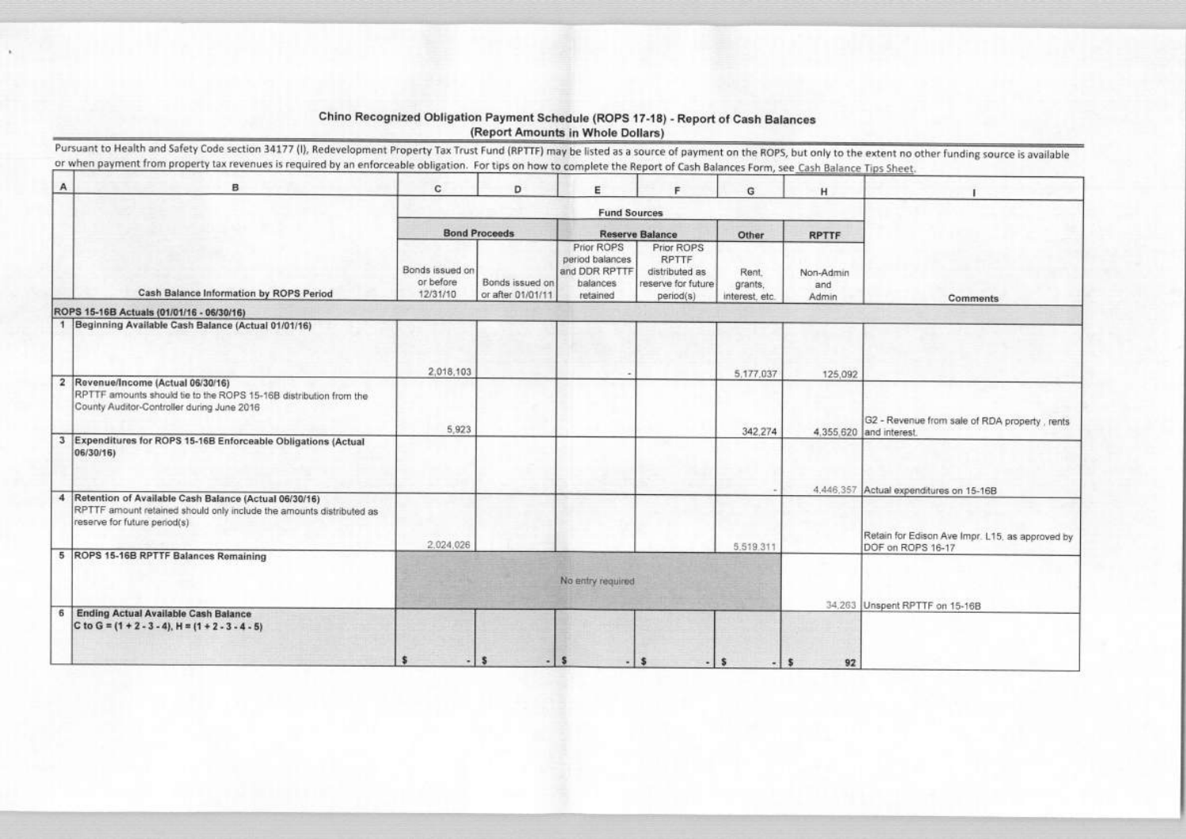## Chino Recognized Obligation Payment Schedule (ROPS 17-18) - Report of Cash Balances
**(Report Amounts in Whole Dollars)**

Pursuant to Health and Safety Code section 34177 (l), Redevelopment Property Tax Trust Fund (RPTTF) may be listed as a source of payment on the ROPS, but only to the extent no other funding source is available or when payment from property tax revenues is required by an enforceable obligation. For tips on how to complete the Report of Cash Balances Form, see Cash Balance Tips Sheet.

| A | B | C | D | E | F | G | H | I |
|---|---|---|---|---|---|---|---|---|
| | | Fund Sources | | | | | | |
| | | Bond Proceeds | | Reserve Balance | | Other | RPTTF | |
| | Cash Balance Information by ROPS Period | Bonds issued on or before 12/31/10 | Bonds issued on or after 01/01/11 | Prior ROPS period balances and DDR RPTTF balances retained | Prior ROPS RPTTF distributed as reserve for future period(s) | Rent, grants, interest, etc. | Non-Admin and Admin | Comments |
| **ROPS 15-16B Actuals (01/01/16 - 06/30/16)** | | | | | | | | |
| 1 | **Beginning Available Cash Balance (Actual 01/01/16)** | 2,018,103 | | - | | 5,177,037 | 125,092 | |
| 2 | **Revenue/Income (Actual 06/30/16)**<br>RPTTF amounts should tie to the ROPS 15-16B distribution from the County Auditor-Controller during June 2016 | 5,923 | | | | 342,274 | 4,355,620 | G2 - Revenue from sale of RDA property , rents and interest. |
| 3 | **Expenditures for ROPS 15-16B Enforceable Obligations (Actual 06/30/16)** | | | | | - | 4,446,357 | Actual expenditures on 15-16B |
| 4 | **Retention of Available Cash Balance (Actual 06/30/16)**<br>RPTTF amount retained should only include the amounts distributed as reserve for future period(s) | 2,024,026 | | | | 5,519,311 | | Retain for Edison Ave Impr. L15, as approved by DOF on ROPS 16-17 |
| 5 | **ROPS 15-16B RPTTF Balances Remaining** | No entry required | | | | | 34,263 | Unspent RPTTF on 15-16B |
| 6 | **Ending Actual Available Cash Balance**<br>C to G = (1 + 2 - 3 - 4), H = (1 + 2 - 3 - 4 - 5) | $ - | $ - | $ - | $ - | $ - | $ 92 | |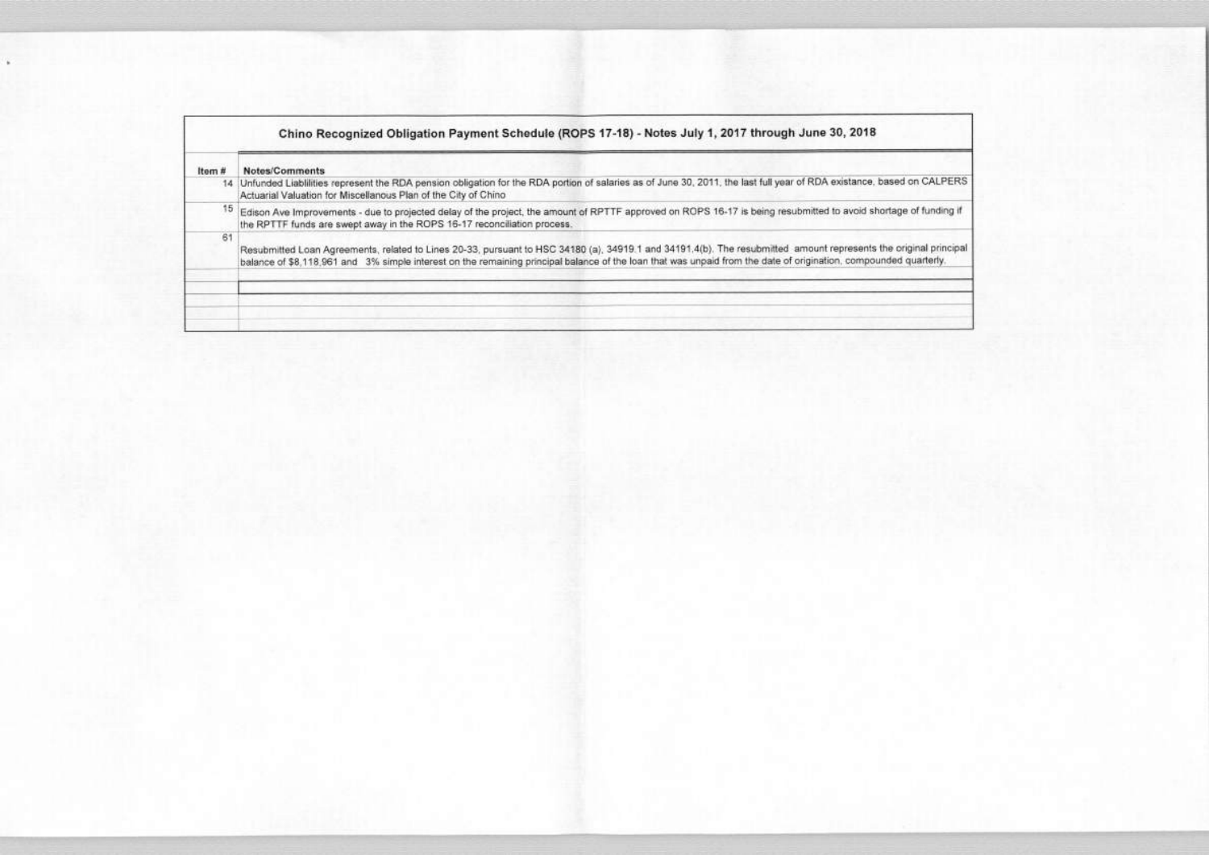## Chino Recognized Obligation Payment Schedule (ROPS 17-18) - Notes July 1, 2017 through June 30, 2018

| Item # | Notes/Comments |
|---|---|
| 14 | Unfunded Liablilities represent the RDA pension obligation for the RDA portion of salaries as of June 30, 2011, the last full year of RDA existance, based on CALPERS Actuarial Valuation for Miscellanous Plan of the City of Chino |
| 15 | Edison Ave Improvements - due to projected delay of the project, the amount of RPTTF approved on ROPS 16-17 is being resubmitted to avoid shortage of funding if the RPTTF funds are swept away in the ROPS 16-17 reconciliation process. |
| 61 | Resubmitted Loan Agreements, related to Lines 20-33, pursuant to HSC 34180 (a), 34919.1 and 34191.4(b). The resubmitted amount represents the original principal balance of $8,118,961 and 3% simple interest on the remaining principal balance of the loan that was unpaid from the date of origination, compounded quarterly. |
| | |
| | |
| | |
| | |